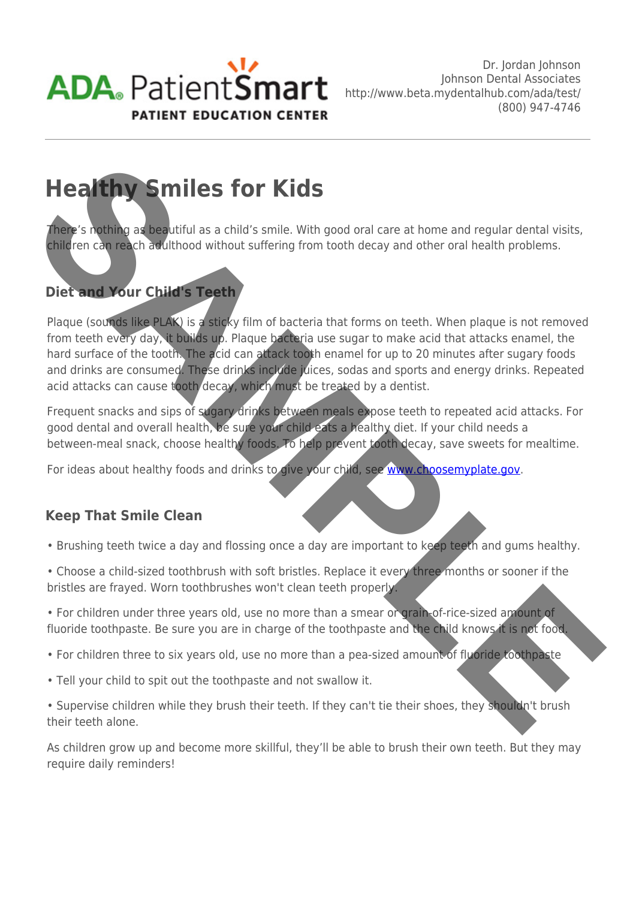ADA. PatientSmart
PATIENT EDUCATION CENTER

Dr. Jordan Johnson
Johnson Dental Associates
http://www.beta.mydentalhub.com/ada/test/
(800) 947-4746

# Healthy Smiles for Kids

There's nothing as beautiful as a child's smile. With good oral care at home and regular dental visits, children can reach adulthood without suffering from tooth decay and other oral health problems.

## Diet and Your Child's Teeth

Plaque (sounds like PLAK) is a sticky film of bacteria that forms on teeth. When plaque is not removed from teeth every day, it builds up. Plaque bacteria use sugar to make acid that attacks enamel, the hard surface of the tooth. The acid can attack tooth enamel for up to 20 minutes after sugary foods and drinks are consumed. These drinks include juices, sodas and sports and energy drinks. Repeated acid attacks can cause tooth decay, which must be treated by a dentist.

Frequent snacks and sips of sugary drinks between meals expose teeth to repeated acid attacks. For good dental and overall health, be sure your child eats a healthy diet. If your child needs a between-meal snack, choose healthy foods. To help prevent tooth decay, save sweets for mealtime.

For ideas about healthy foods and drinks to give your child, see [www.choosemyplate.gov](http://www.choosemyplate.gov).

## Keep That Smile Clean

- Brushing teeth twice a day and flossing once a day are important to keep teeth and gums healthy.
- Choose a child-sized toothbrush with soft bristles. Replace it every three months or sooner if the bristles are frayed. Worn toothbrushes won't clean teeth properly.
- For children under three years old, use no more than a smear or grain-of-rice-sized amount of fluoride toothpaste. Be sure you are in charge of the toothpaste and the child knows it is not food.
- For children three to six years old, use no more than a pea-sized amount of fluoride toothpaste
- Tell your child to spit out the toothpaste and not swallow it.
- Supervise children while they brush their teeth. If they can't tie their shoes, they shouldn't brush their teeth alone.

As children grow up and become more skillful, they'll be able to brush their own teeth. But they may require daily reminders!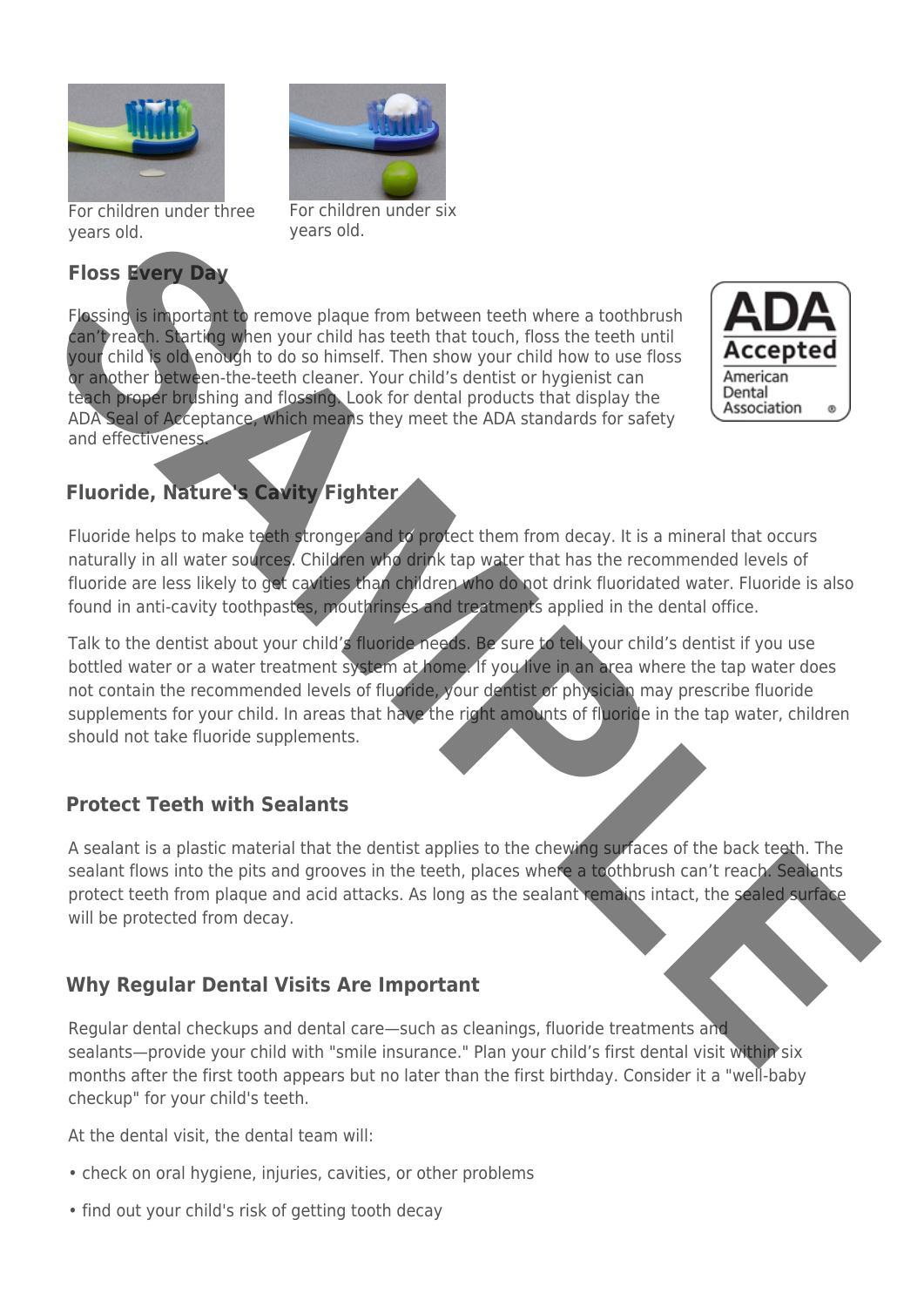For children under three years old.

For children under six years old.

## Floss Every Day

Flossing is important to remove plaque from between teeth where a toothbrush can't reach. Starting when your child has teeth that touch, floss the teeth until your child is old enough to do so himself. Then show your child how to use floss or another between-the-teeth cleaner. Your child's dentist or hygienist can teach proper brushing and flossing. Look for dental products that display the ADA Seal of Acceptance, which means they meet the ADA standards for safety and effectiveness.

ADA Accepted
American Dental Association ®

## Fluoride, Nature's Cavity Fighter

Fluoride helps to make teeth stronger and to protect them from decay. It is a mineral that occurs naturally in all water sources. Children who drink tap water that has the recommended levels of fluoride are less likely to get cavities than children who do not drink fluoridated water. Fluoride is also found in anti-cavity toothpastes, mouthrinses and treatments applied in the dental office.

Talk to the dentist about your child's fluoride needs. Be sure to tell your child's dentist if you use bottled water or a water treatment system at home. If you live in an area where the tap water does not contain the recommended levels of fluoride, your dentist or physician may prescribe fluoride supplements for your child. In areas that have the right amounts of fluoride in the tap water, children should not take fluoride supplements.

## Protect Teeth with Sealants

A sealant is a plastic material that the dentist applies to the chewing surfaces of the back teeth. The sealant flows into the pits and grooves in the teeth, places where a toothbrush can't reach. Sealants protect teeth from plaque and acid attacks. As long as the sealant remains intact, the sealed surface will be protected from decay.

## Why Regular Dental Visits Are Important

Regular dental checkups and dental care—such as cleanings, fluoride treatments and sealants—provide your child with "smile insurance." Plan your child's first dental visit within six months after the first tooth appears but no later than the first birthday. Consider it a "well-baby checkup" for your child's teeth.

At the dental visit, the dental team will:

- check on oral hygiene, injuries, cavities, or other problems
- find out your child's risk of getting tooth decay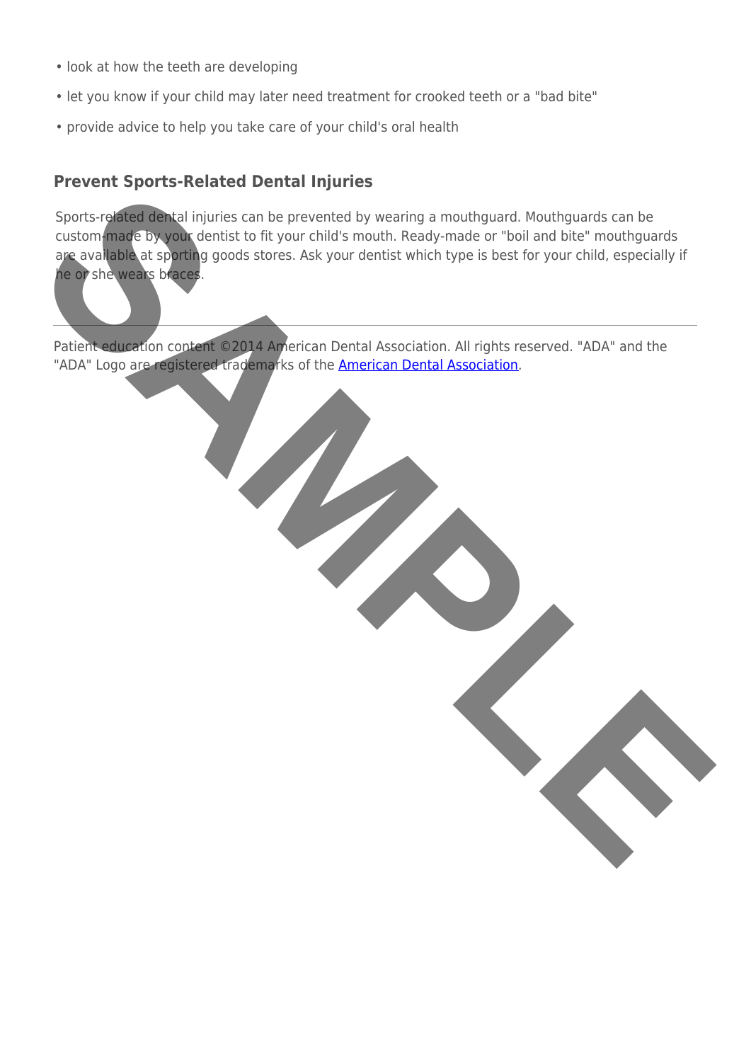- look at how the teeth are developing
- let you know if your child may later need treatment for crooked teeth or a "bad bite"
- provide advice to help you take care of your child's oral health

### Prevent Sports-Related Dental Injuries

Sports-related dental injuries can be prevented by wearing a mouthguard. Mouthguards can be custom-made by your dentist to fit your child's mouth. Ready-made or "boil and bite" mouthguards are available at sporting goods stores. Ask your dentist which type is best for your child, especially if he or she wears braces.

---

Patient education content ©2014 American Dental Association. All rights reserved. "ADA" and the "ADA" Logo are registered trademarks of the American Dental Association.

SAMPLE